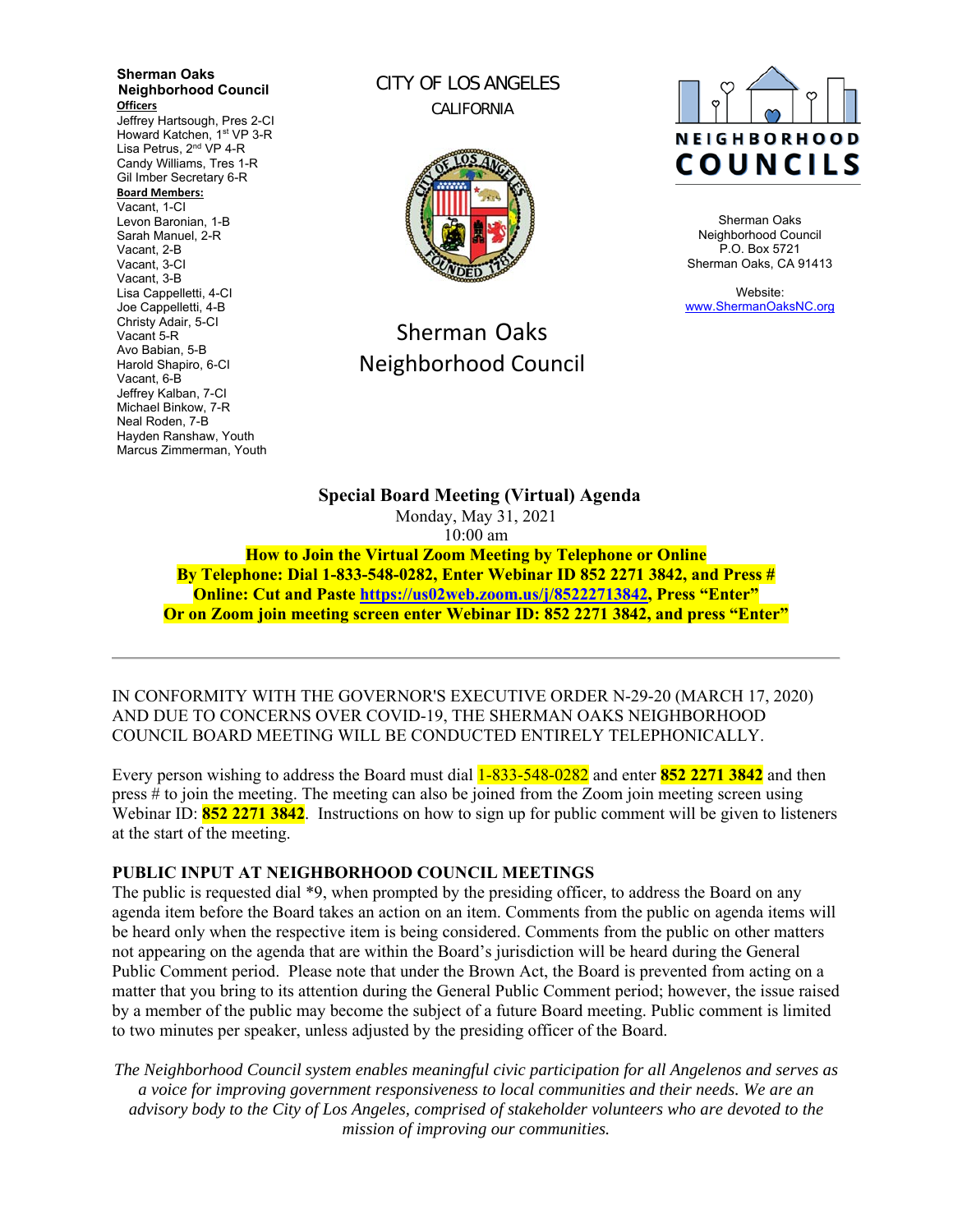**Sherman Oaks Neighborhood Council**

**Officers**

Jeffrey Hartsough, Pres 2-CI
Howard Katchen, 1st VP 3-R
Lisa Petrus, 2nd VP 4-R
Candy Williams, Tres 1-R
Gil Imber Secretary 6-R

**Board Members:**

Vacant, 1-CI
Levon Baronian, 1-B
Sarah Manuel, 2-R
Vacant, 2-B
Vacant, 3-CI
Vacant, 3-B
Lisa Cappelletti, 4-CI
Joe Cappelletti, 4-B
Christy Adair, 5-CI
Vacant 5-R
Avo Babian, 5-B
Harold Shapiro, 6-CI
Vacant, 6-B
Jeffrey Kalban, 7-CI
Michael Binkow, 7-R
Neal Roden, 7-B
Hayden Ranshaw, Youth
Marcus Zimmerman, Youth

CITY OF LOS ANGELES
CALIFORNIA

Sherman Oaks
Neighborhood Council

NEIGHBORHOOD COUNCILS

Sherman Oaks
Neighborhood Council
P.O. Box 5721
Sherman Oaks, CA 91413

Website:
www.ShermanOaksNC.org

## Special Board Meeting (Virtual) Agenda

Monday, May 31, 2021
10:00 am

**How to Join the Virtual Zoom Meeting by Telephone or Online**
**By Telephone: Dial 1-833-548-0282, Enter Webinar ID 852 2271 3842, and Press #**
**Online: Cut and Paste https://us02web.zoom.us/j/85222713842, Press "Enter"**
**Or on Zoom join meeting screen enter Webinar ID: 852 2271 3842, and press "Enter"**

---

IN CONFORMITY WITH THE GOVERNOR'S EXECUTIVE ORDER N-29-20 (MARCH 17, 2020) AND DUE TO CONCERNS OVER COVID-19, THE SHERMAN OAKS NEIGHBORHOOD COUNCIL BOARD MEETING WILL BE CONDUCTED ENTIRELY TELEPHONICALLY.

Every person wishing to address the Board must dial 1-833-548-0282 and enter **852 2271 3842** and then press # to join the meeting. The meeting can also be joined from the Zoom join meeting screen using Webinar ID: **852 2271 3842**. Instructions on how to sign up for public comment will be given to listeners at the start of the meeting.

### PUBLIC INPUT AT NEIGHBORHOOD COUNCIL MEETINGS

The public is requested dial *9, when prompted by the presiding officer, to address the Board on any agenda item before the Board takes an action on an item. Comments from the public on agenda items will be heard only when the respective item is being considered. Comments from the public on other matters not appearing on the agenda that are within the Board's jurisdiction will be heard during the General Public Comment period. Please note that under the Brown Act, the Board is prevented from acting on a matter that you bring to its attention during the General Public Comment period; however, the issue raised by a member of the public may become the subject of a future Board meeting. Public comment is limited to two minutes per speaker, unless adjusted by the presiding officer of the Board.

*The Neighborhood Council system enables meaningful civic participation for all Angelenos and serves as a voice for improving government responsiveness to local communities and their needs. We are an advisory body to the City of Los Angeles, comprised of stakeholder volunteers who are devoted to the mission of improving our communities.*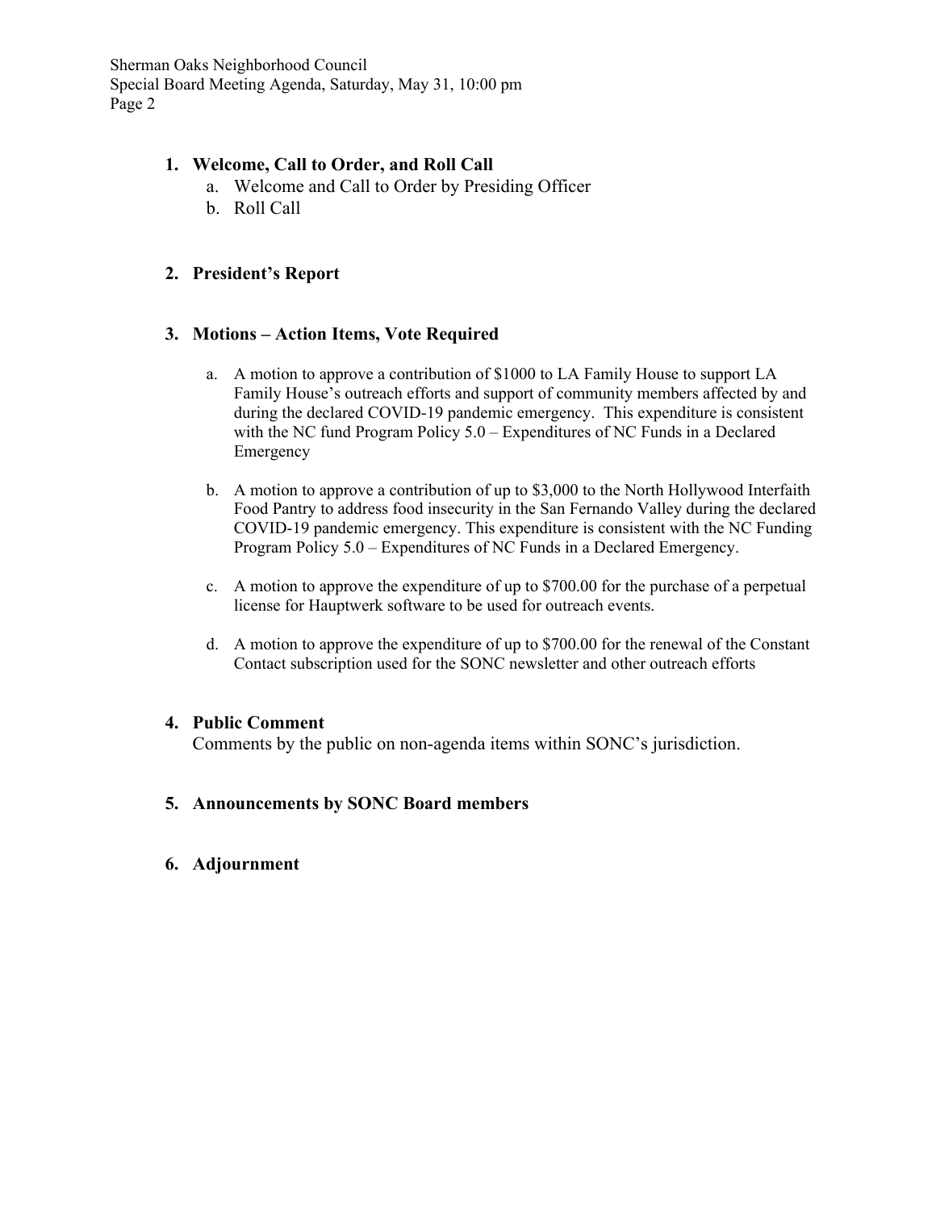1. **Welcome, Call to Order, and Roll Call**
   a. Welcome and Call to Order by Presiding Officer
   b. Roll Call

2. **President's Report**

3. **Motions – Action Items, Vote Required**

   a. A motion to approve a contribution of $1000 to LA Family House to support LA Family House's outreach efforts and support of community members affected by and during the declared COVID-19 pandemic emergency. This expenditure is consistent with the NC fund Program Policy 5.0 – Expenditures of NC Funds in a Declared Emergency

   b. A motion to approve a contribution of up to $3,000 to the North Hollywood Interfaith Food Pantry to address food insecurity in the San Fernando Valley during the declared COVID-19 pandemic emergency. This expenditure is consistent with the NC Funding Program Policy 5.0 – Expenditures of NC Funds in a Declared Emergency.

   c. A motion to approve the expenditure of up to $700.00 for the purchase of a perpetual license for Hauptwerk software to be used for outreach events.

   d. A motion to approve the expenditure of up to $700.00 for the renewal of the Constant Contact subscription used for the SONC newsletter and other outreach efforts

4. **Public Comment**
   Comments by the public on non-agenda items within SONC's jurisdiction.

5. **Announcements by SONC Board members**

6. **Adjournment**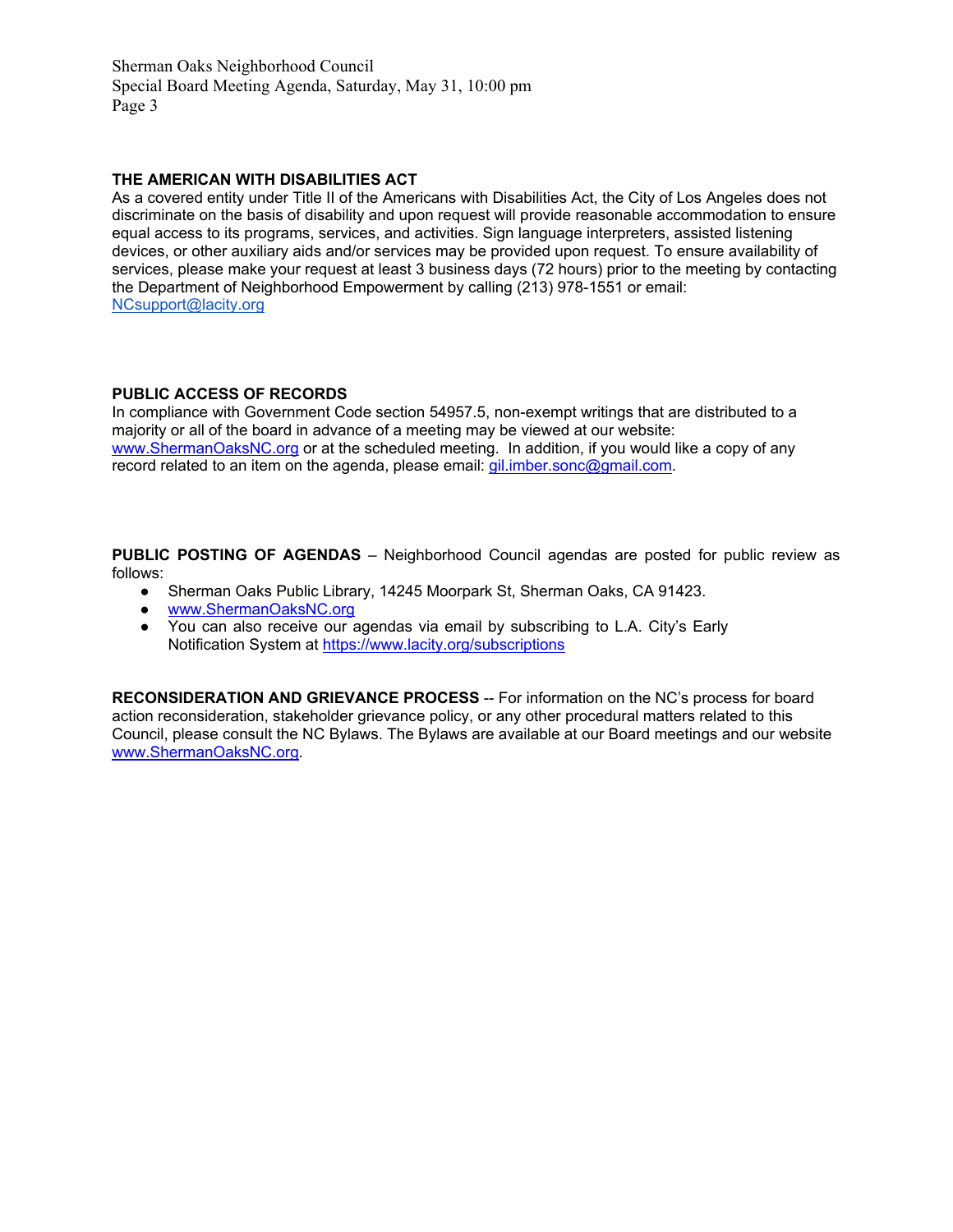**THE AMERICAN WITH DISABILITIES ACT**
As a covered entity under Title II of the Americans with Disabilities Act, the City of Los Angeles does not discriminate on the basis of disability and upon request will provide reasonable accommodation to ensure equal access to its programs, services, and activities. Sign language interpreters, assisted listening devices, or other auxiliary aids and/or services may be provided upon request. To ensure availability of services, please make your request at least 3 business days (72 hours) prior to the meeting by contacting the Department of Neighborhood Empowerment by calling (213) 978-1551 or email: NCsupport@lacity.org

**PUBLIC ACCESS OF RECORDS**
In compliance with Government Code section 54957.5, non-exempt writings that are distributed to a majority or all of the board in advance of a meeting may be viewed at our website: www.ShermanOaksNC.org or at the scheduled meeting. In addition, if you would like a copy of any record related to an item on the agenda, please email: gil.imber.sonc@gmail.com.

**PUBLIC POSTING OF AGENDAS** – Neighborhood Council agendas are posted for public review as follows:

- Sherman Oaks Public Library, 14245 Moorpark St, Sherman Oaks, CA 91423.
- www.ShermanOaksNC.org
- You can also receive our agendas via email by subscribing to L.A. City's Early Notification System at https://www.lacity.org/subscriptions

**RECONSIDERATION AND GRIEVANCE PROCESS** -- For information on the NC's process for board action reconsideration, stakeholder grievance policy, or any other procedural matters related to this Council, please consult the NC Bylaws. The Bylaws are available at our Board meetings and our website www.ShermanOaksNC.org.